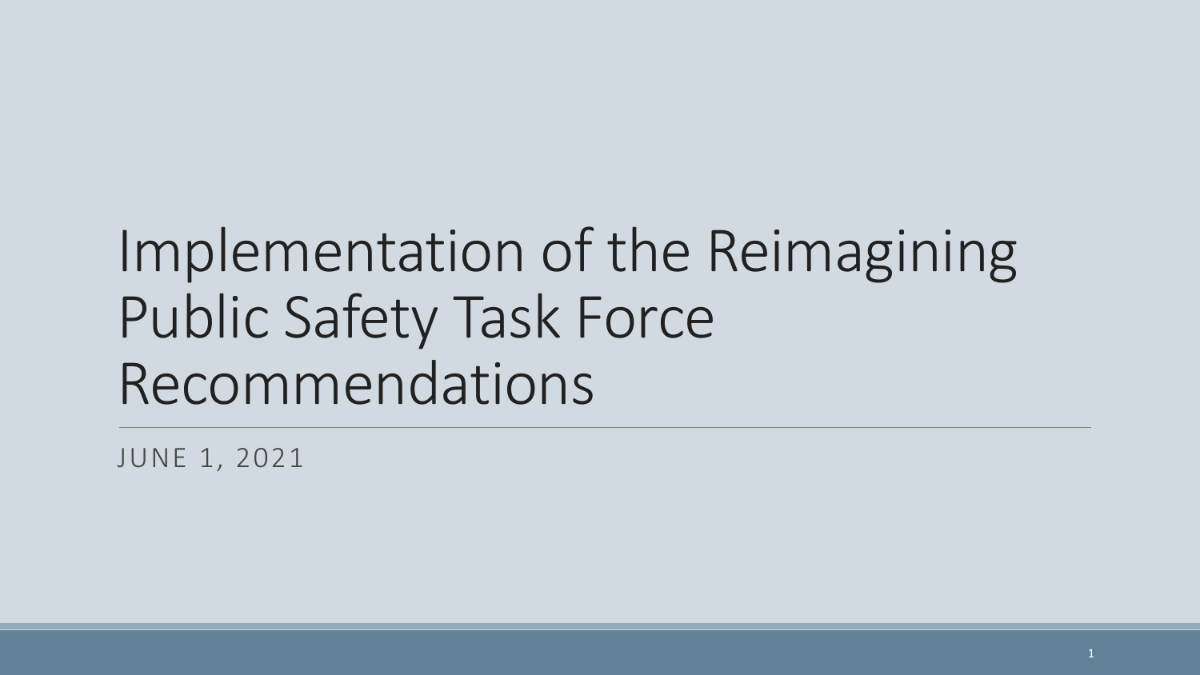# Implementation of the Reimagining Public Safety Task Force Recommendations

JUNE 1, 2021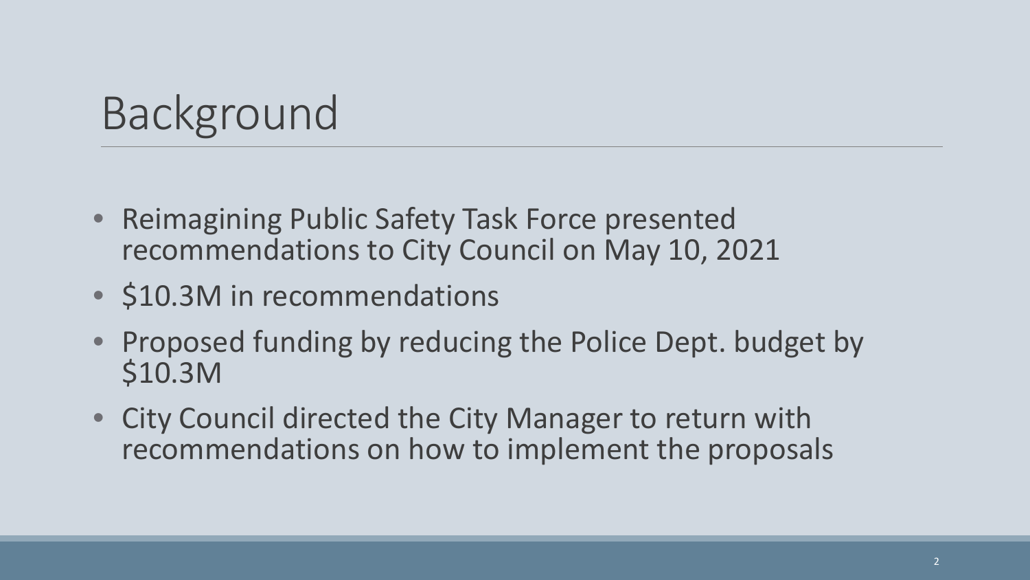# Background

- Reimagining Public Safety Task Force presented recommendations to City Council on May 10, 2021
- $10.3M in recommendations
- Proposed funding by reducing the Police Dept. budget by $10.3M
- City Council directed the City Manager to return with recommendations on how to implement the proposals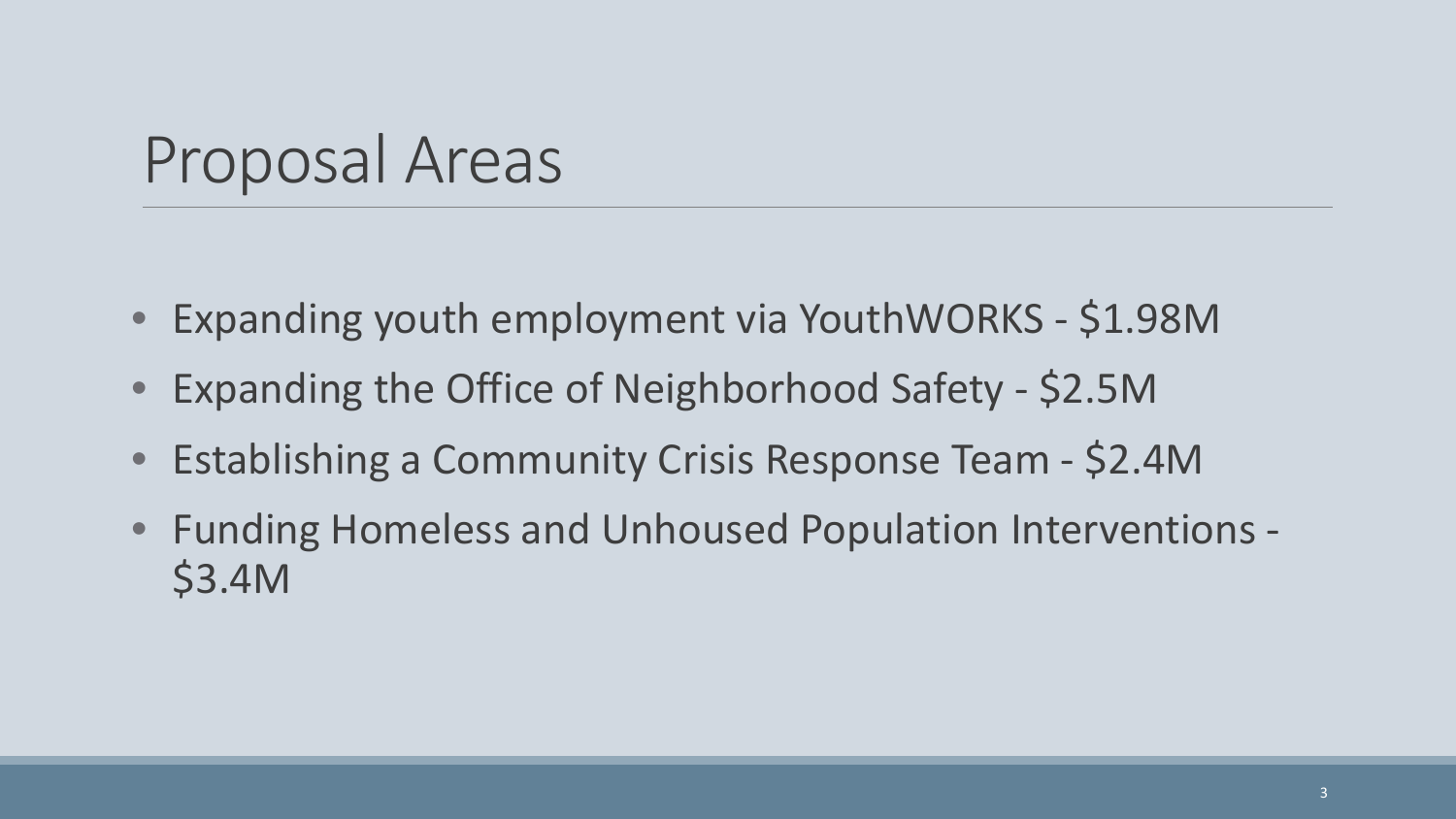# Proposal Areas

- Expanding youth employment via YouthWORKS - $1.98M
- Expanding the Office of Neighborhood Safety - $2.5M
- Establishing a Community Crisis Response Team - $2.4M
- Funding Homeless and Unhoused Population Interventions - $3.4M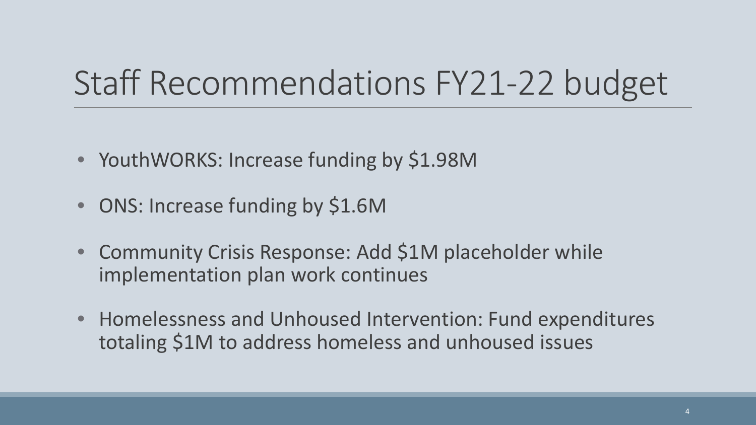# Staff Recommendations FY21-22 budget

- YouthWORKS: Increase funding by $1.98M
- ONS: Increase funding by $1.6M
- Community Crisis Response: Add $1M placeholder while implementation plan work continues
- Homelessness and Unhoused Intervention: Fund expenditures totaling $1M to address homeless and unhoused issues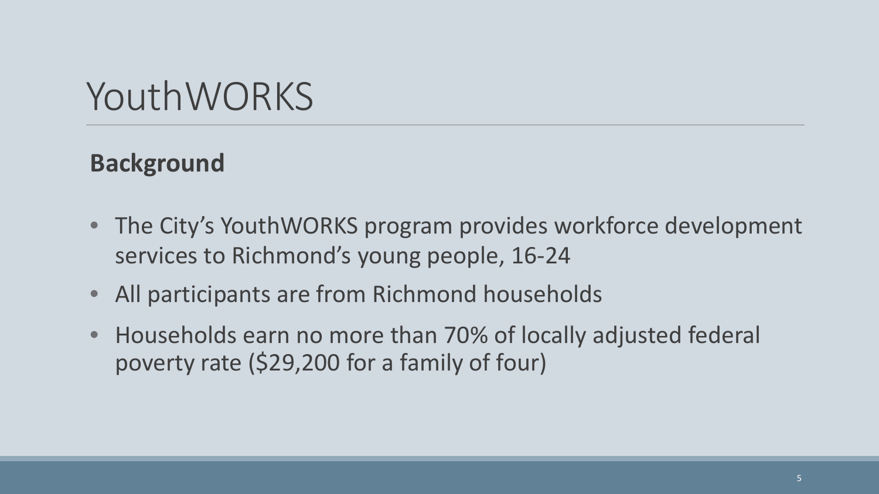# YouthWORKS

## Background

- The City's YouthWORKS program provides workforce development services to Richmond's young people, 16-24
- All participants are from Richmond households
- Households earn no more than 70% of locally adjusted federal poverty rate ($29,200 for a family of four)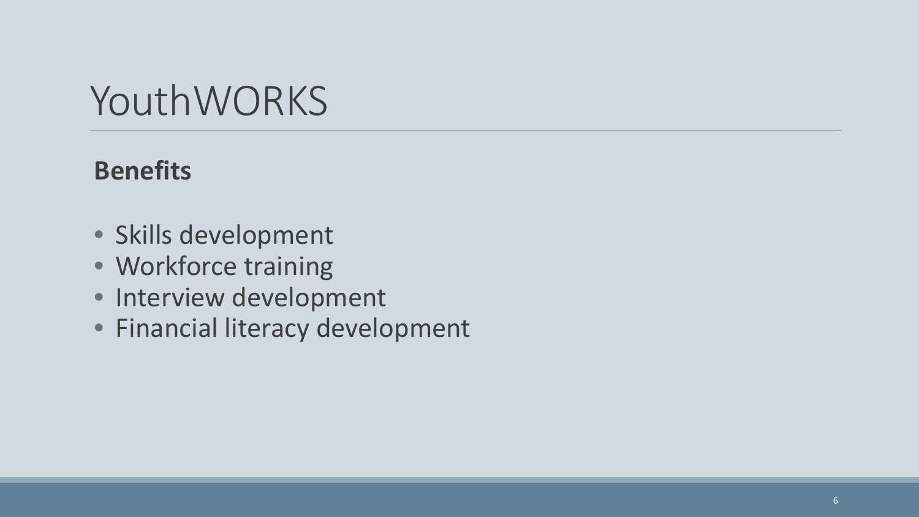# YouthWORKS

**Benefits**

- Skills development
- Workforce training
- Interview development
- Financial literacy development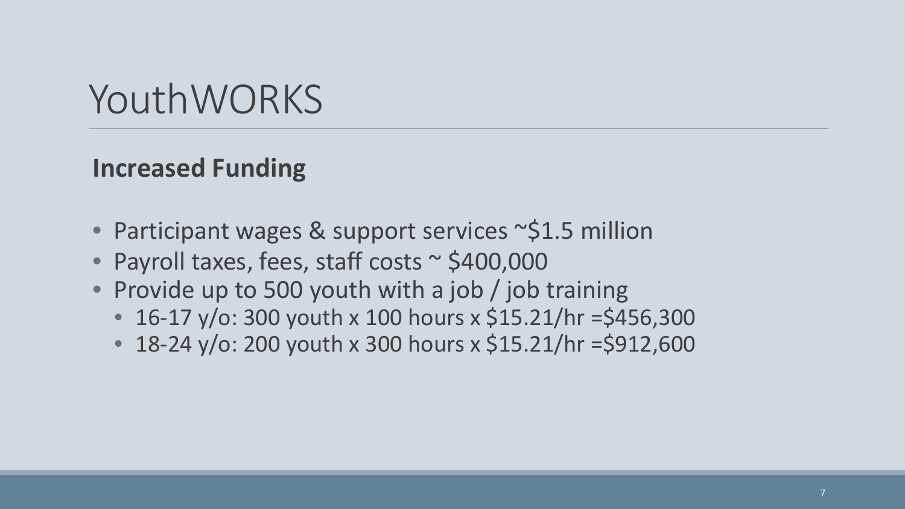# YouthWORKS

**Increased Funding**

- Participant wages & support services ~$1.5 million
- Payroll taxes, fees, staff costs ~ $400,000
- Provide up to 500 youth with a job / job training
  - 16-17 y/o: 300 youth x 100 hours x $15.21/hr =$456,300
  - 18-24 y/o: 200 youth x 300 hours x $15.21/hr =$912,600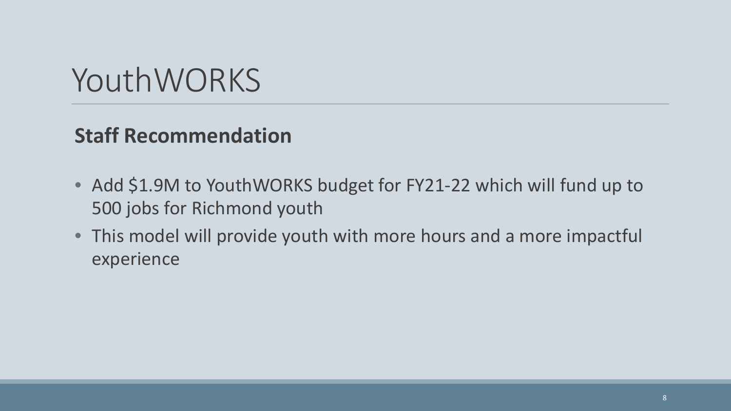# YouthWORKS

**Staff Recommendation**

- Add $1.9M to YouthWORKS budget for FY21-22 which will fund up to 500 jobs for Richmond youth
- This model will provide youth with more hours and a more impactful experience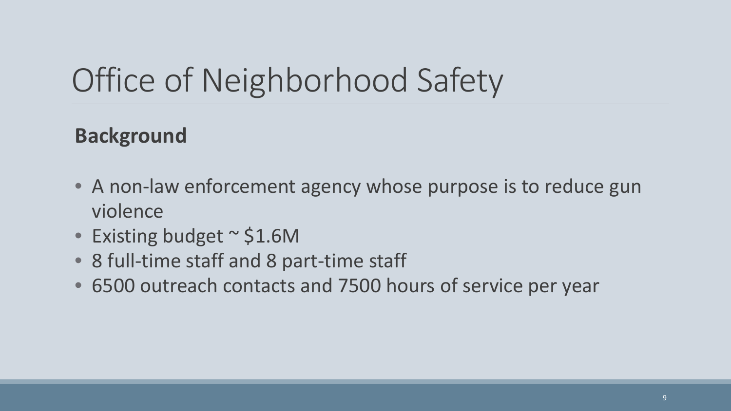# Office of Neighborhood Safety

**Background**

- A non-law enforcement agency whose purpose is to reduce gun violence
- Existing budget ~ $1.6M
- 8 full-time staff and 8 part-time staff
- 6500 outreach contacts and 7500 hours of service per year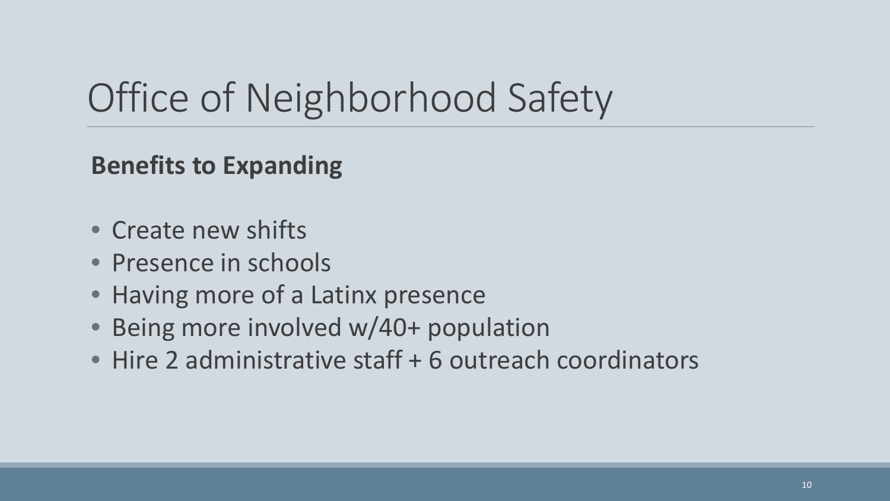# Office of Neighborhood Safety

**Benefits to Expanding**

- Create new shifts
- Presence in schools
- Having more of a Latinx presence
- Being more involved w/40+ population
- Hire 2 administrative staff + 6 outreach coordinators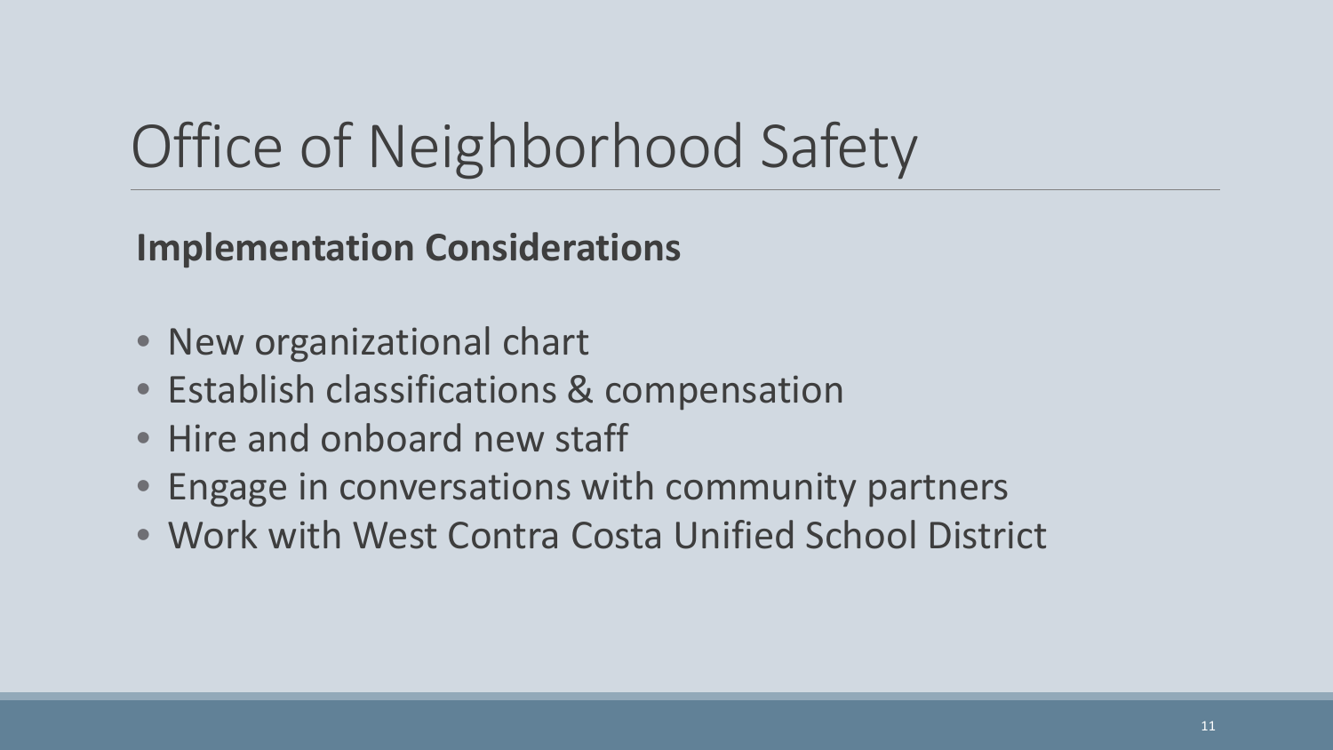# Office of Neighborhood Safety

**Implementation Considerations**

- New organizational chart
- Establish classifications & compensation
- Hire and onboard new staff
- Engage in conversations with community partners
- Work with West Contra Costa Unified School District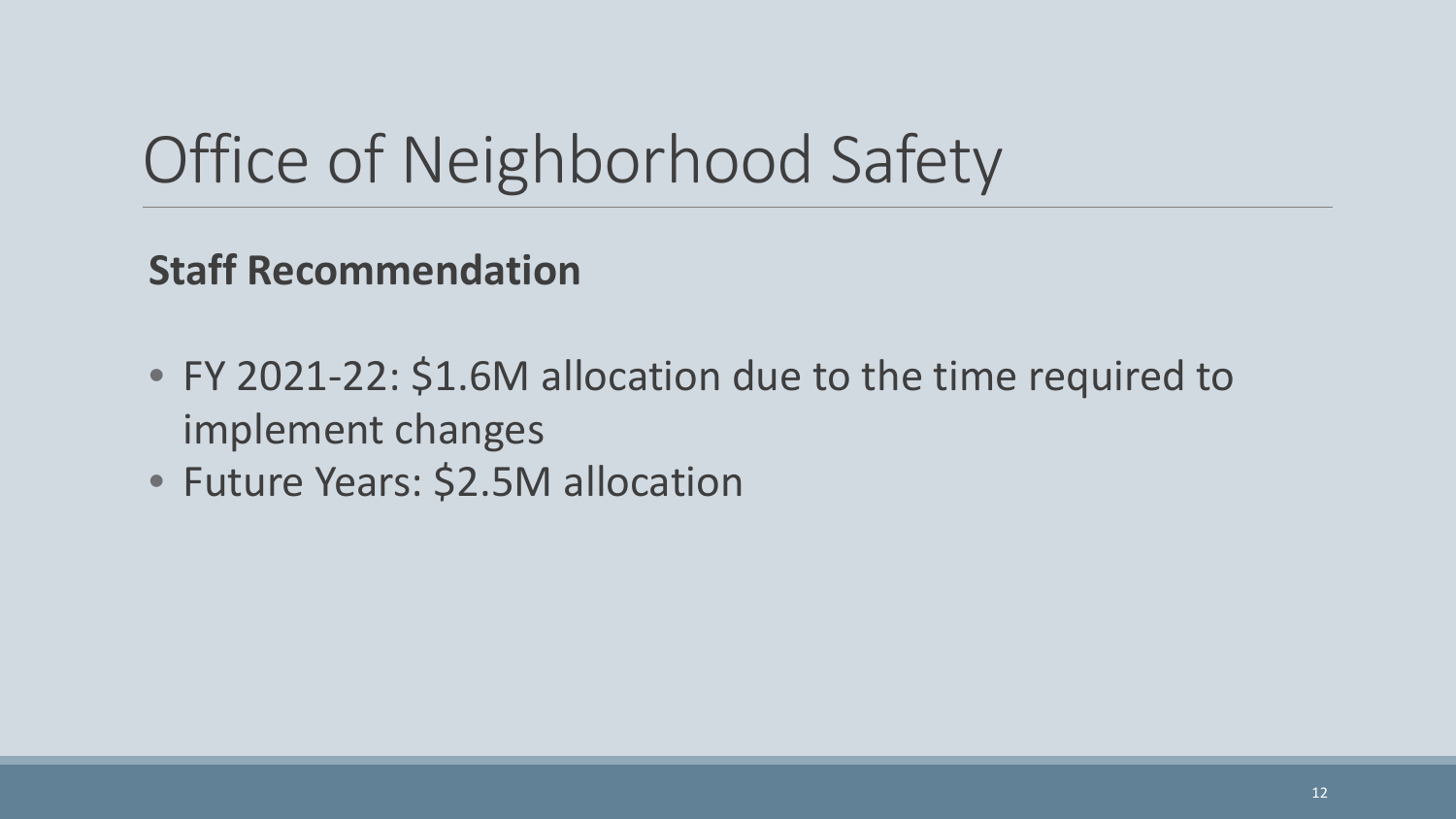# Office of Neighborhood Safety

**Staff Recommendation**

- FY 2021-22: $1.6M allocation due to the time required to implement changes
- Future Years: $2.5M allocation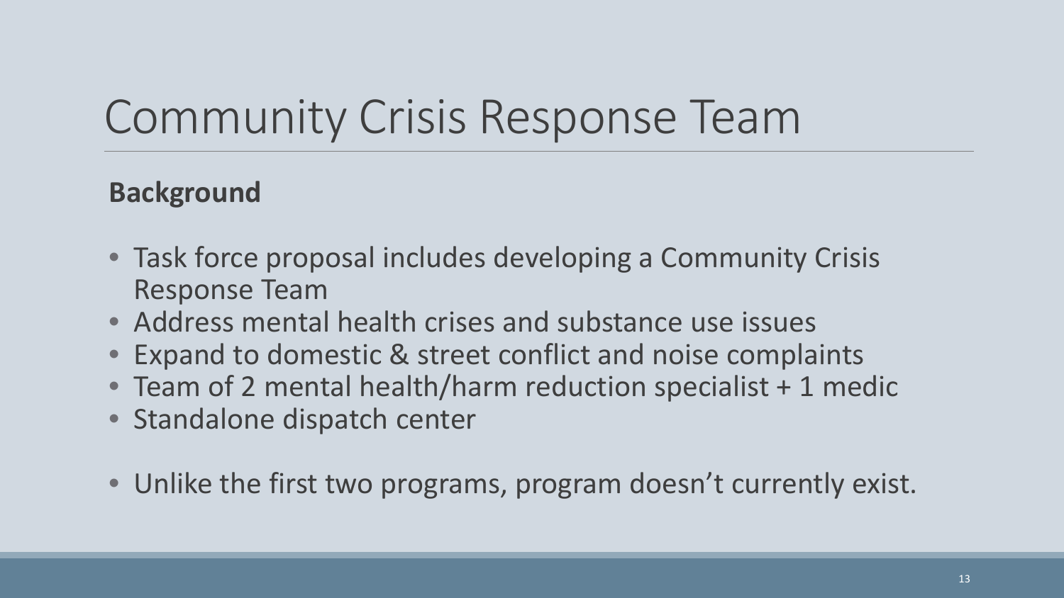# Community Crisis Response Team

**Background**

- Task force proposal includes developing a Community Crisis Response Team
- Address mental health crises and substance use issues
- Expand to domestic & street conflict and noise complaints
- Team of 2 mental health/harm reduction specialist + 1 medic
- Standalone dispatch center

- Unlike the first two programs, program doesn't currently exist.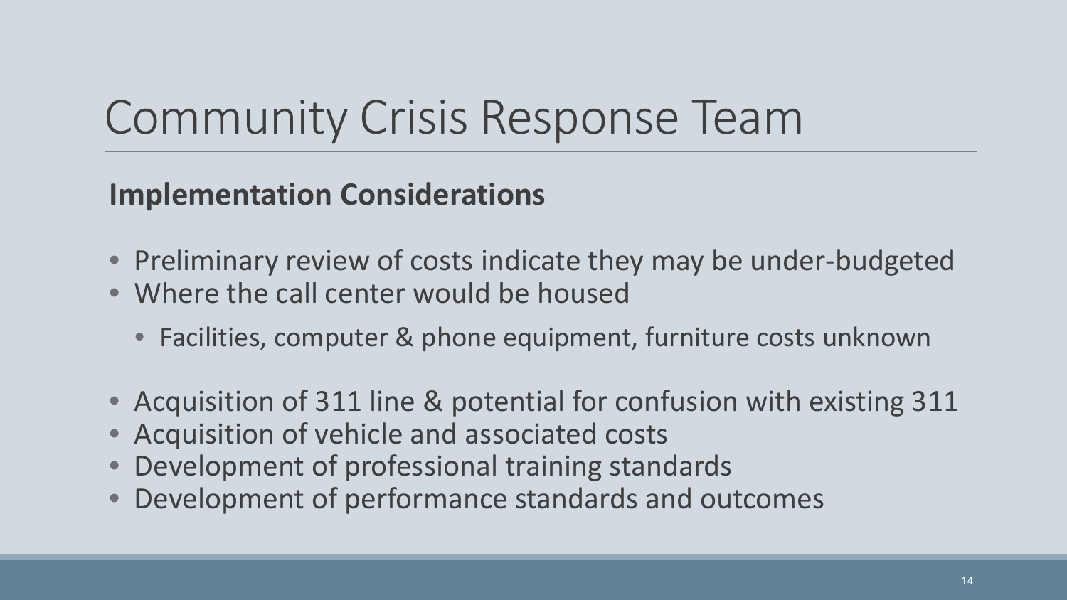# Community Crisis Response Team

## Implementation Considerations

- Preliminary review of costs indicate they may be under-budgeted
- Where the call center would be housed
  - Facilities, computer & phone equipment, furniture costs unknown
- Acquisition of 311 line & potential for confusion with existing 311
- Acquisition of vehicle and associated costs
- Development of professional training standards
- Development of performance standards and outcomes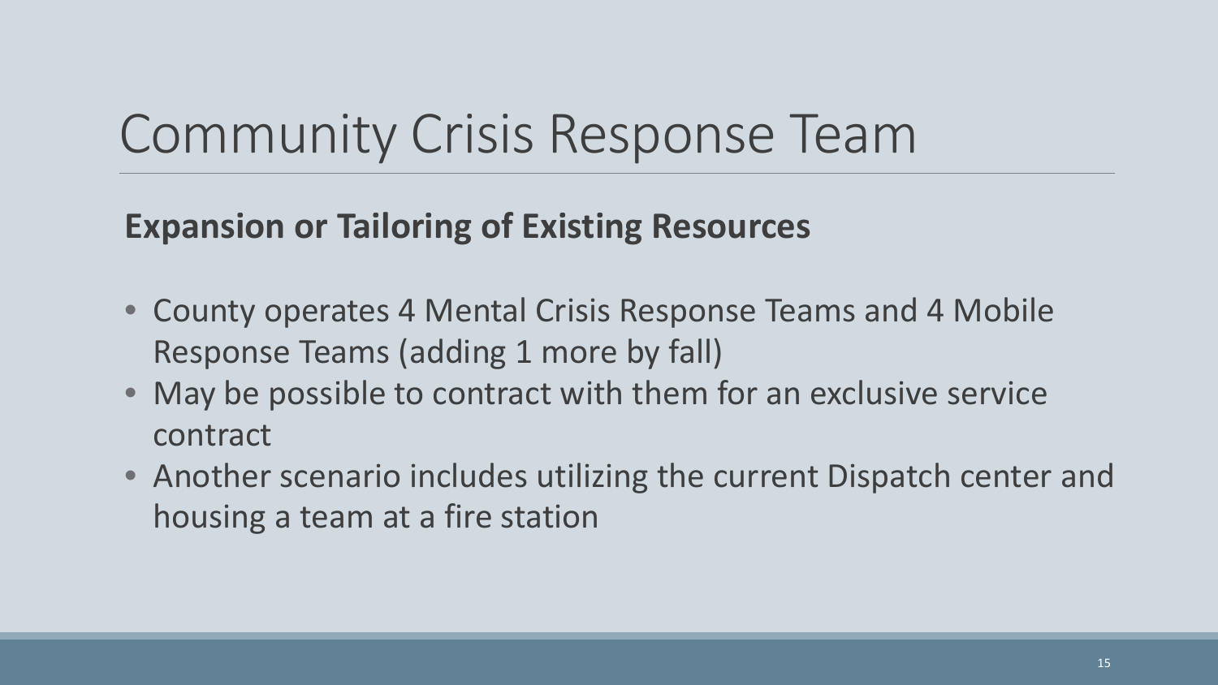# Community Crisis Response Team

**Expansion or Tailoring of Existing Resources**

- County operates 4 Mental Crisis Response Teams and 4 Mobile Response Teams (adding 1 more by fall)
- May be possible to contract with them for an exclusive service contract
- Another scenario includes utilizing the current Dispatch center and housing a team at a fire station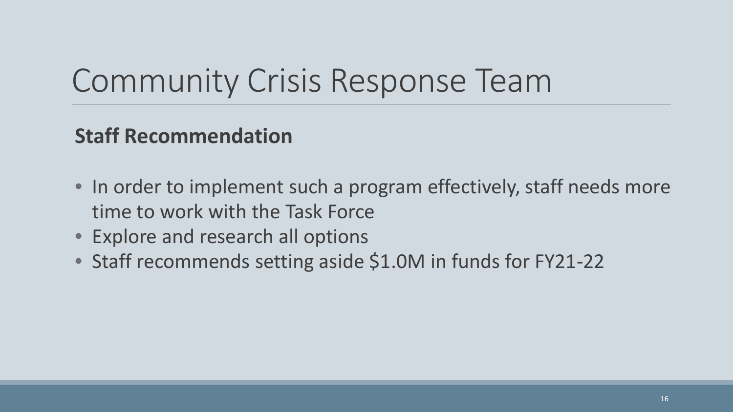# Community Crisis Response Team

**Staff Recommendation**

- In order to implement such a program effectively, staff needs more time to work with the Task Force
- Explore and research all options
- Staff recommends setting aside $1.0M in funds for FY21-22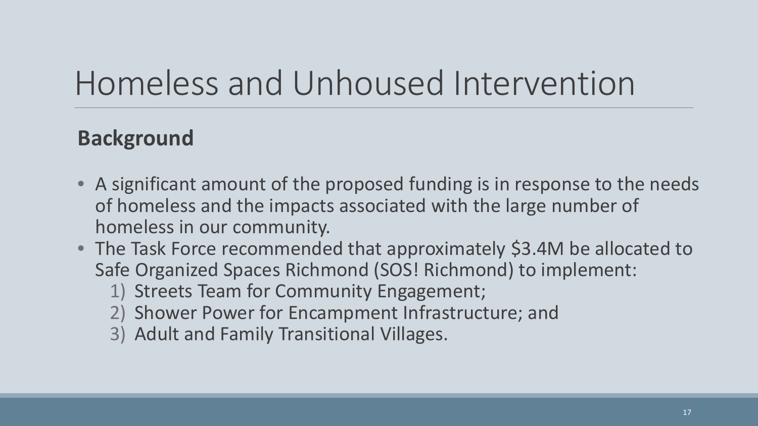# Homeless and Unhoused Intervention

## Background

- A significant amount of the proposed funding is in response to the needs of homeless and the impacts associated with the large number of homeless in our community.
- The Task Force recommended that approximately $3.4M be allocated to Safe Organized Spaces Richmond (SOS! Richmond) to implement:
  1) Streets Team for Community Engagement;
  2) Shower Power for Encampment Infrastructure; and
  3) Adult and Family Transitional Villages.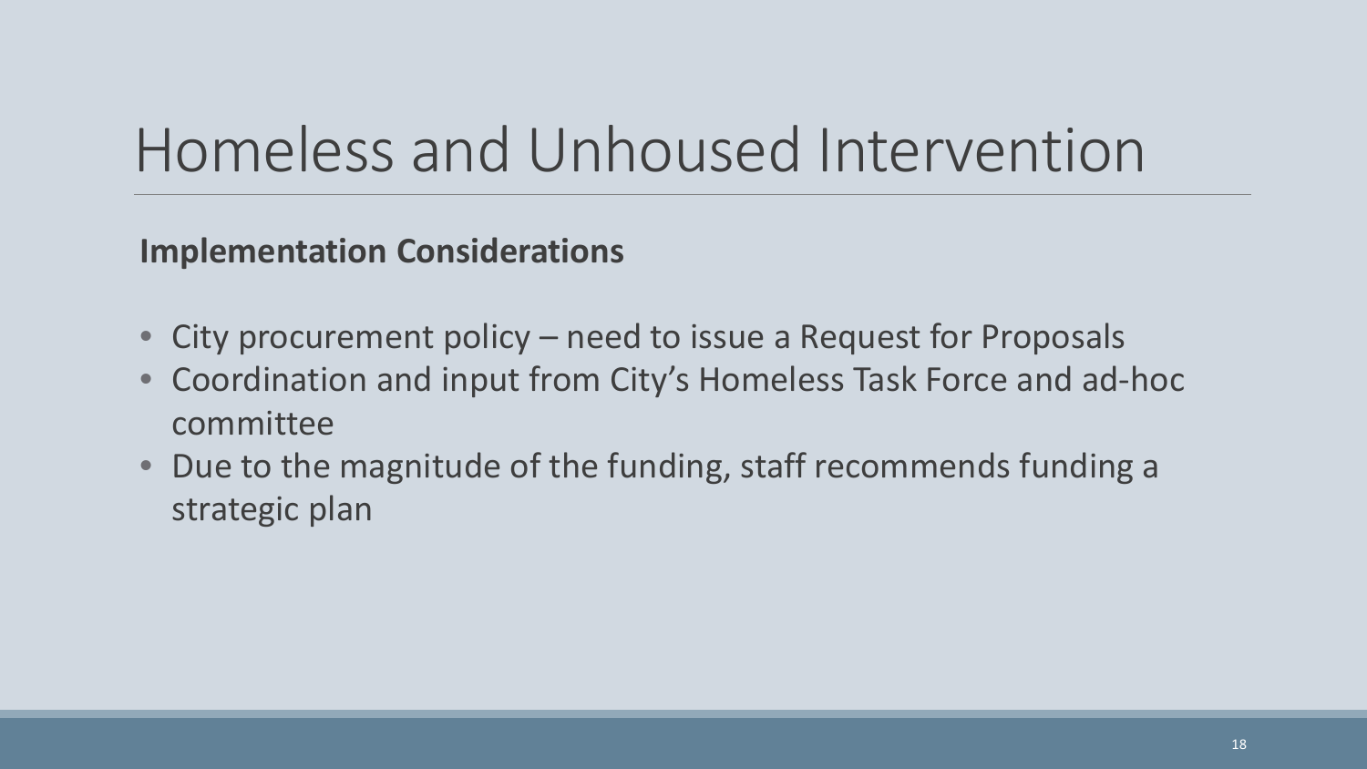# Homeless and Unhoused Intervention

**Implementation Considerations**

- City procurement policy – need to issue a Request for Proposals
- Coordination and input from City's Homeless Task Force and ad-hoc committee
- Due to the magnitude of the funding, staff recommends funding a strategic plan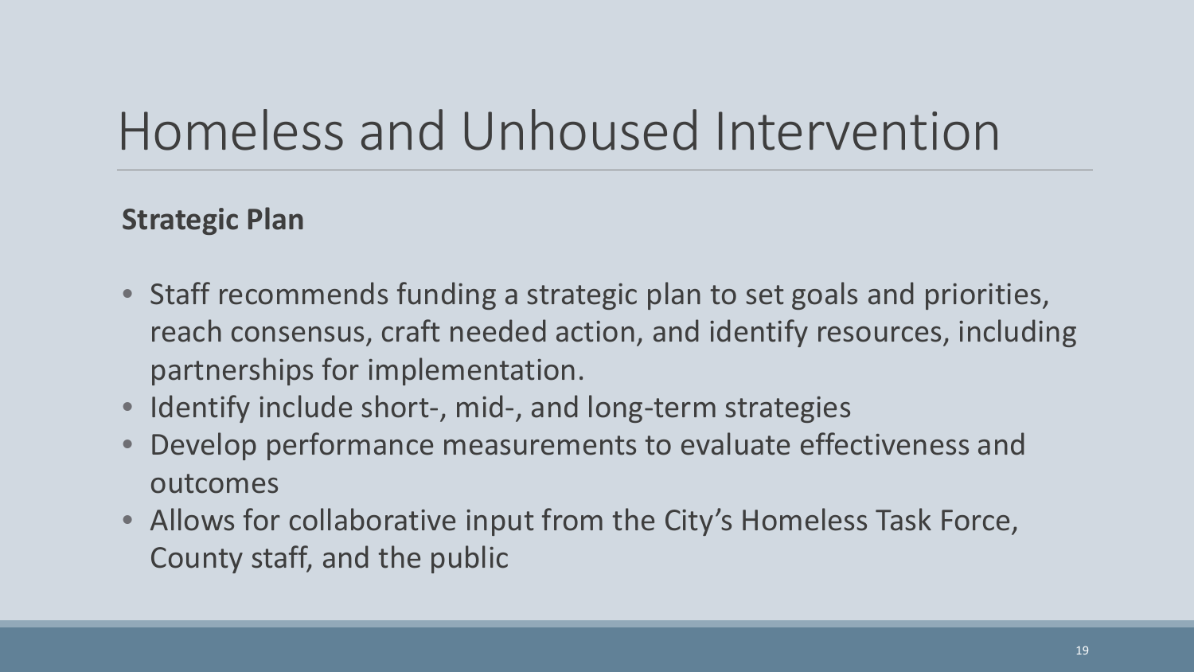# Homeless and Unhoused Intervention

**Strategic Plan**

- Staff recommends funding a strategic plan to set goals and priorities, reach consensus, craft needed action, and identify resources, including partnerships for implementation.
- Identify include short-, mid-, and long-term strategies
- Develop performance measurements to evaluate effectiveness and outcomes
- Allows for collaborative input from the City's Homeless Task Force, County staff, and the public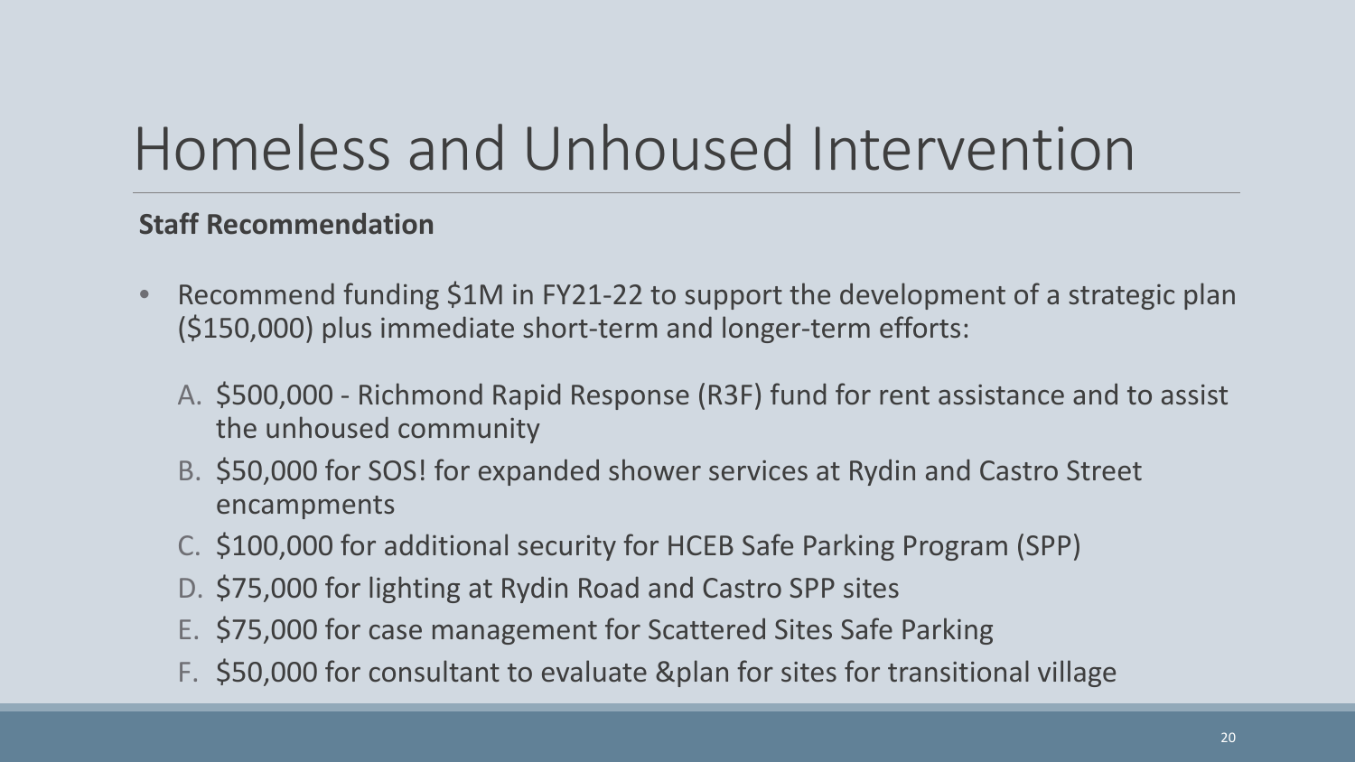# Homeless and Unhoused Intervention

**Staff Recommendation**

- Recommend funding $1M in FY21-22 to support the development of a strategic plan ($150,000) plus immediate short-term and longer-term efforts:

  A. $500,000 - Richmond Rapid Response (R3F) fund for rent assistance and to assist the unhoused community

  B. $50,000 for SOS! for expanded shower services at Rydin and Castro Street encampments

  C. $100,000 for additional security for HCEB Safe Parking Program (SPP)

  D. $75,000 for lighting at Rydin Road and Castro SPP sites

  E. $75,000 for case management for Scattered Sites Safe Parking

  F. $50,000 for consultant to evaluate &plan for sites for transitional village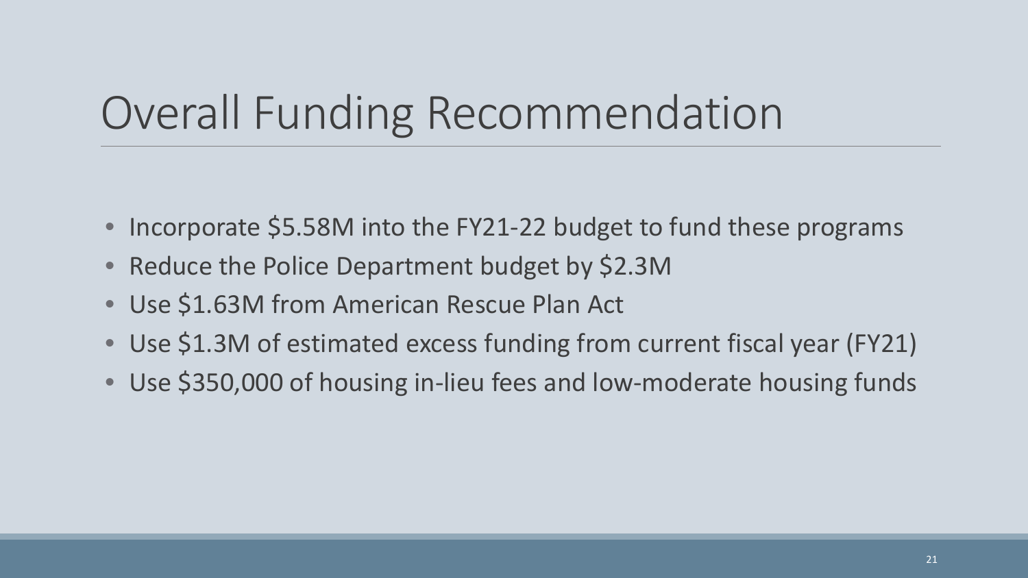# Overall Funding Recommendation

- Incorporate $5.58M into the FY21-22 budget to fund these programs
- Reduce the Police Department budget by $2.3M
- Use $1.63M from American Rescue Plan Act
- Use $1.3M of estimated excess funding from current fiscal year (FY21)
- Use $350,000 of housing in-lieu fees and low-moderate housing funds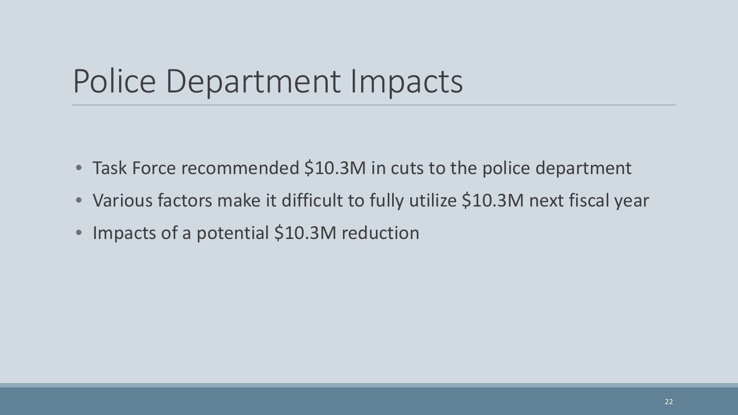# Police Department Impacts

- Task Force recommended $10.3M in cuts to the police department
- Various factors make it difficult to fully utilize $10.3M next fiscal year
- Impacts of a potential $10.3M reduction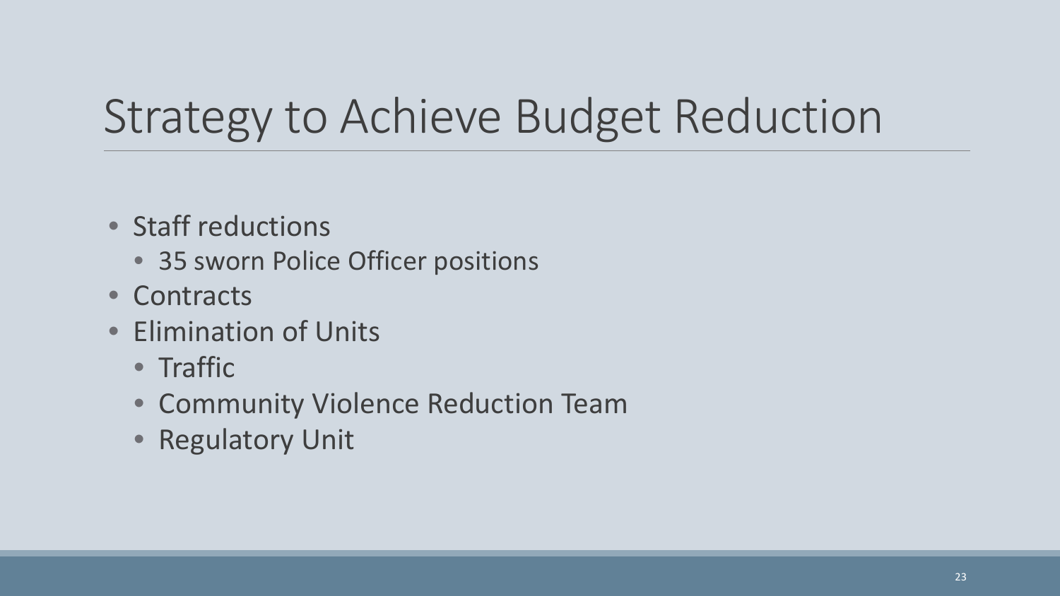# Strategy to Achieve Budget Reduction

- Staff reductions
  - 35 sworn Police Officer positions
- Contracts
- Elimination of Units
  - Traffic
  - Community Violence Reduction Team
  - Regulatory Unit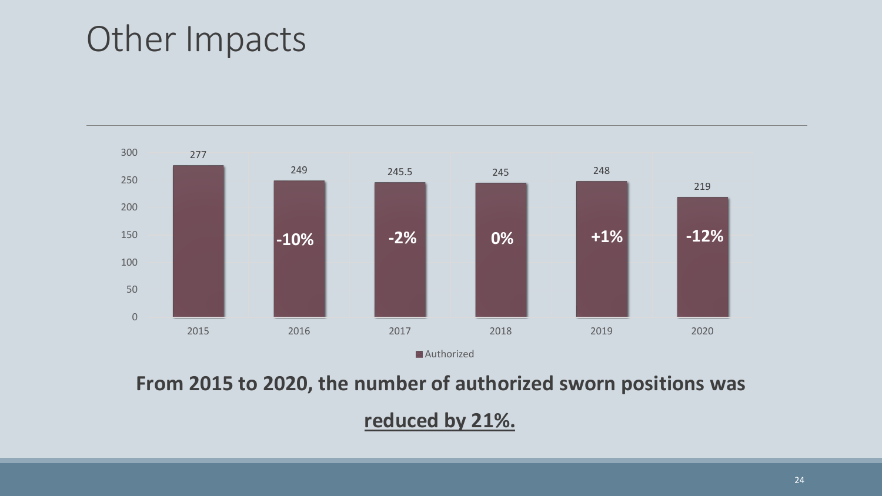# Other Impacts

| Year | Authorized | Change |
|---|---|---|
| 2015 | 277 | |
| 2016 | 249 | -10% |
| 2017 | 245.5 | -2% |
| 2018 | 245 | 0% |
| 2019 | 248 | +1% |
| 2020 | 219 | -12% |

**From 2015 to 2020, the number of authorized sworn positions was**

**<u>reduced by 21%.</u>**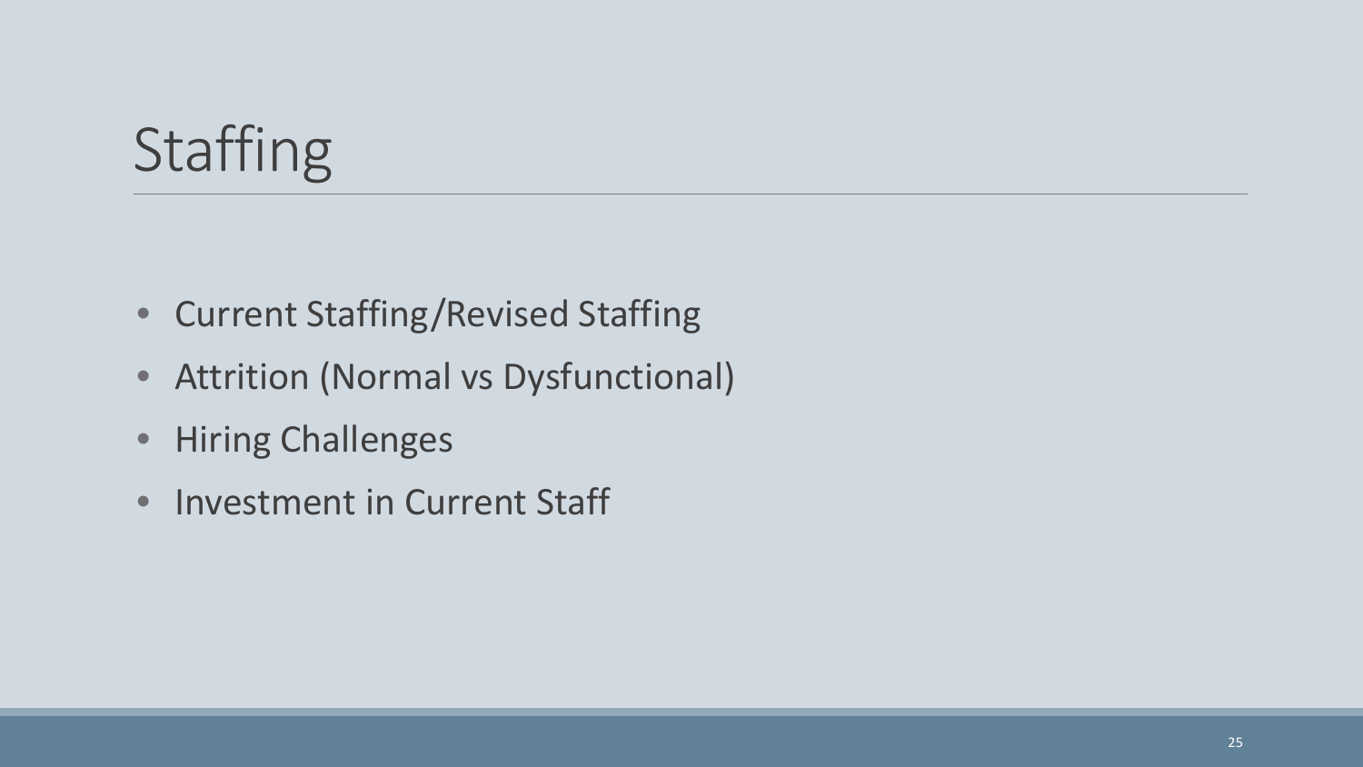# Staffing

- Current Staffing/Revised Staffing
- Attrition (Normal vs Dysfunctional)
- Hiring Challenges
- Investment in Current Staff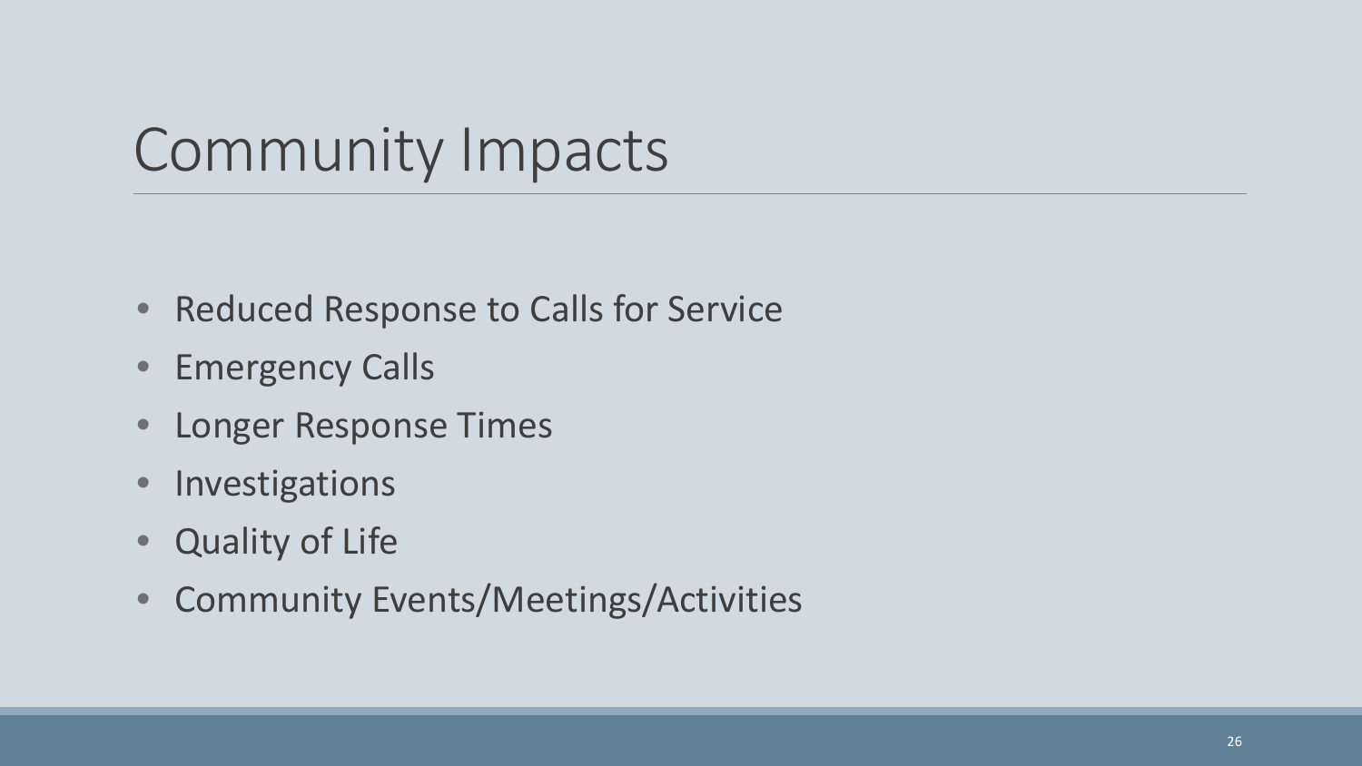# Community Impacts

- Reduced Response to Calls for Service
- Emergency Calls
- Longer Response Times
- Investigations
- Quality of Life
- Community Events/Meetings/Activities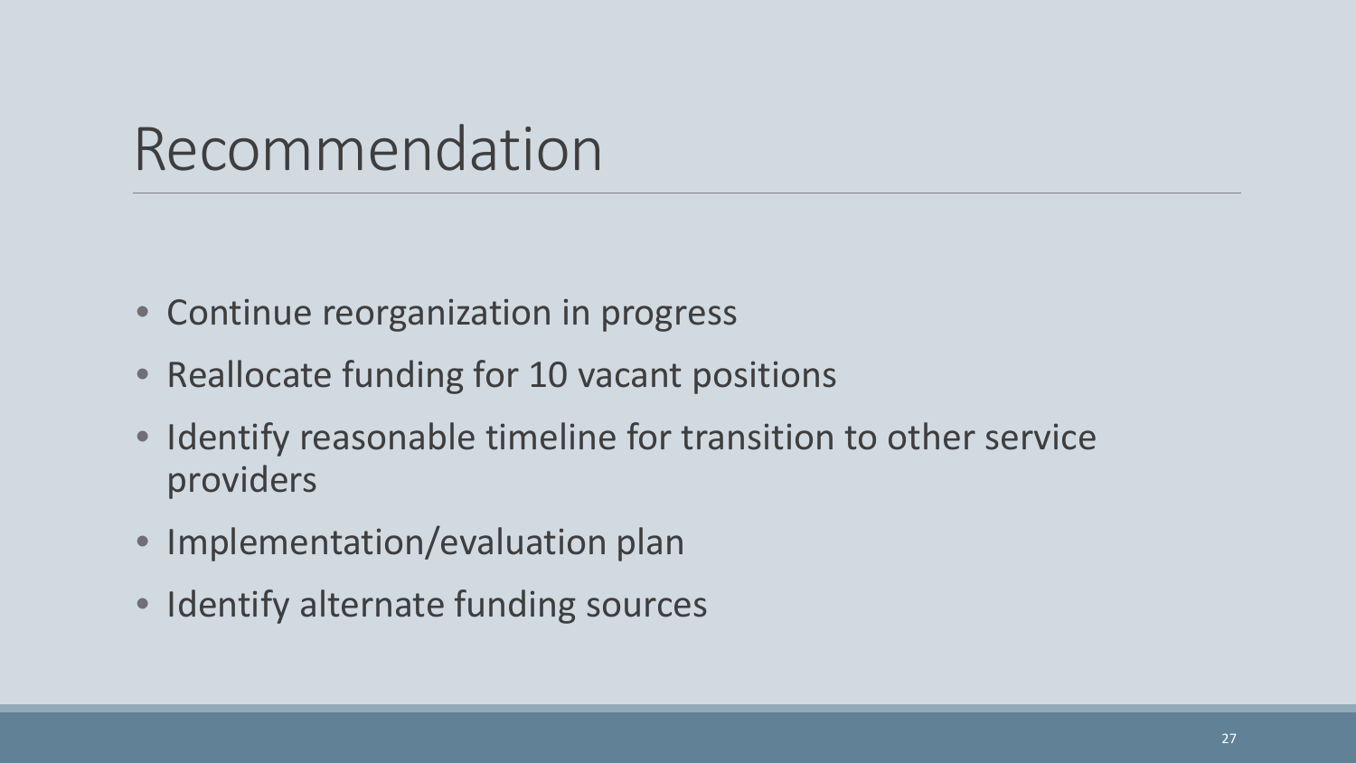# Recommendation

- Continue reorganization in progress
- Reallocate funding for 10 vacant positions
- Identify reasonable timeline for transition to other service providers
- Implementation/evaluation plan
- Identify alternate funding sources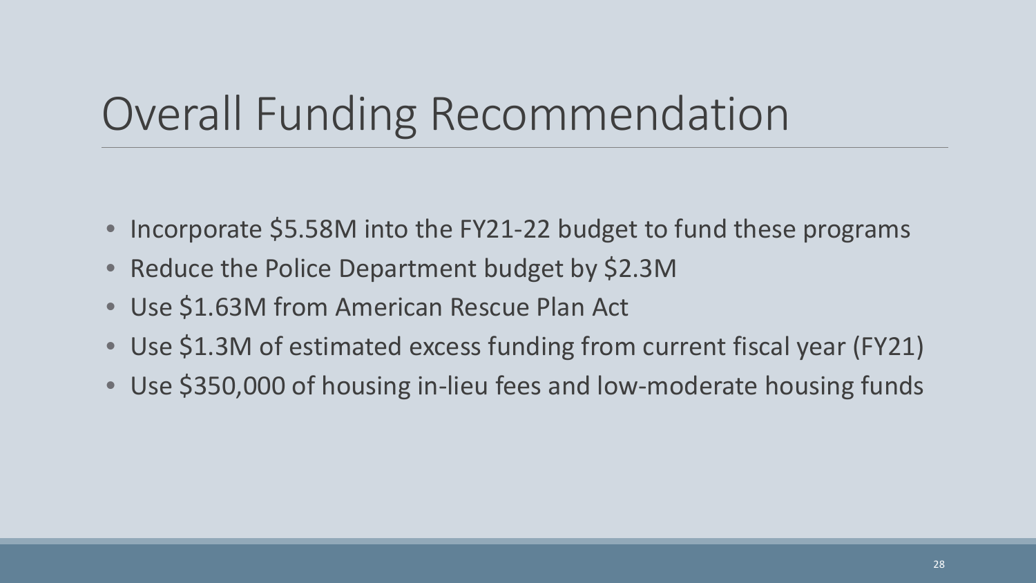# Overall Funding Recommendation

- Incorporate $5.58M into the FY21-22 budget to fund these programs
- Reduce the Police Department budget by $2.3M
- Use $1.63M from American Rescue Plan Act
- Use $1.3M of estimated excess funding from current fiscal year (FY21)
- Use $350,000 of housing in-lieu fees and low-moderate housing funds